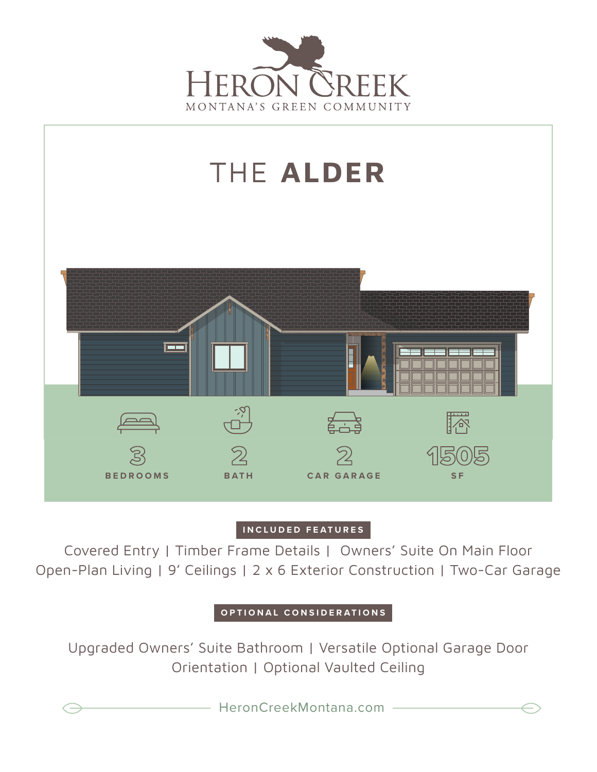# HERON CREEK

MONTANA'S GREEN COMMUNITY

## THE **ALDER**

3 BEDROOMS | 2 BATH | 2 CAR GARAGE | 1505 SF

**INCLUDED FEATURES**

Covered Entry | Timber Frame Details | Owners' Suite On Main Floor
Open-Plan Living | 9' Ceilings | 2 x 6 Exterior Construction | Two-Car Garage

**OPTIONAL CONSIDERATIONS**

Upgraded Owners' Suite Bathroom | Versatile Optional Garage Door Orientation | Optional Vaulted Ceiling

HeronCreekMontana.com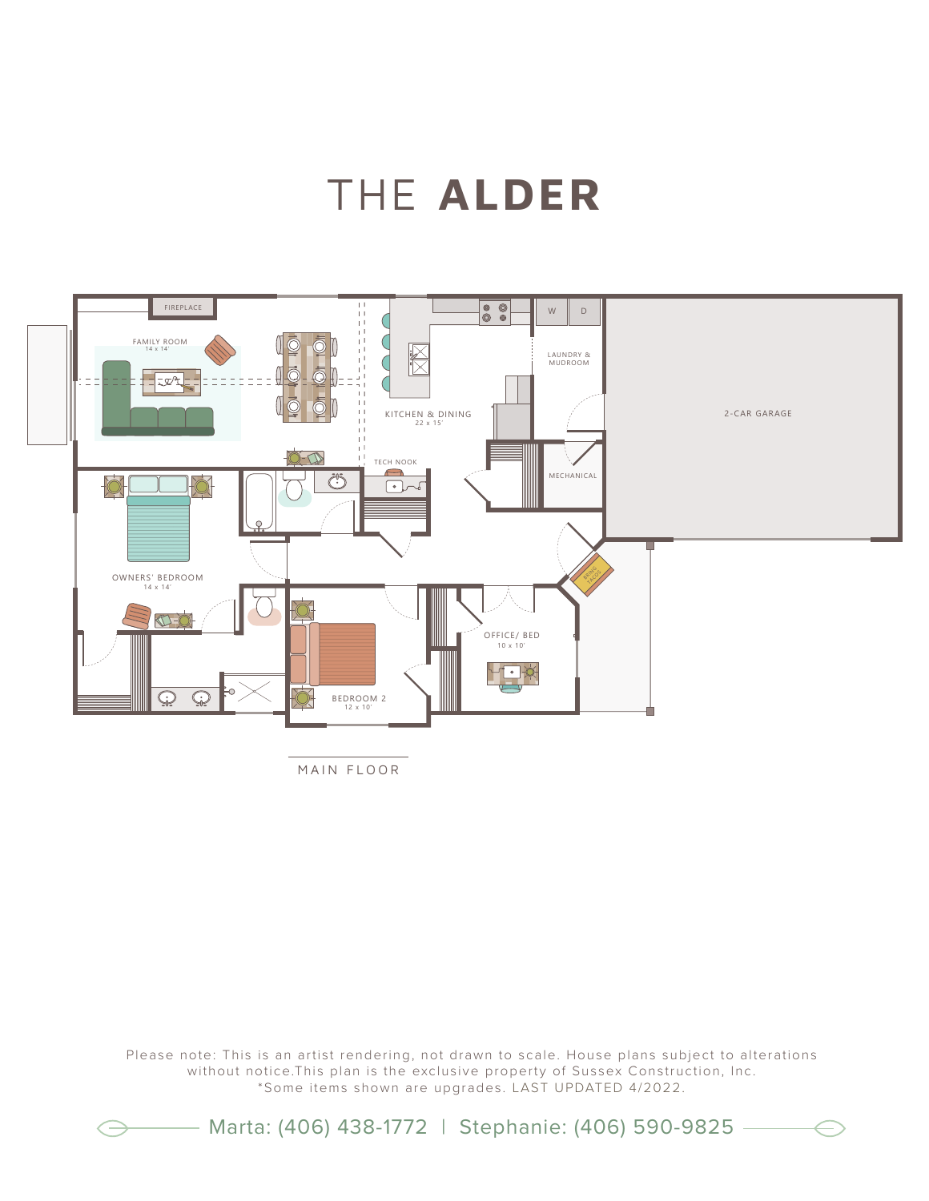# THE **ALDER**

FIREPLACE

FAMILY ROOM
14 x 14'

KITCHEN & DINING
22 x 15'

W D

LAUNDRY & MUDROOM

2-CAR GARAGE

TECH NOOK

MECHANICAL

OWNERS' BEDROOM
14 x 14'

OFFICE/ BED
10 x 10'

BEDROOM 2
12 x 10'

MAIN FLOOR

Please note: This is an artist rendering, not drawn to scale. House plans subject to alterations without notice.This plan is the exclusive property of Sussex Construction, Inc. *Some items shown are upgrades. LAST UPDATED 4/2022.

Marta: (406) 438-1772 | Stephanie: (406) 590-9825